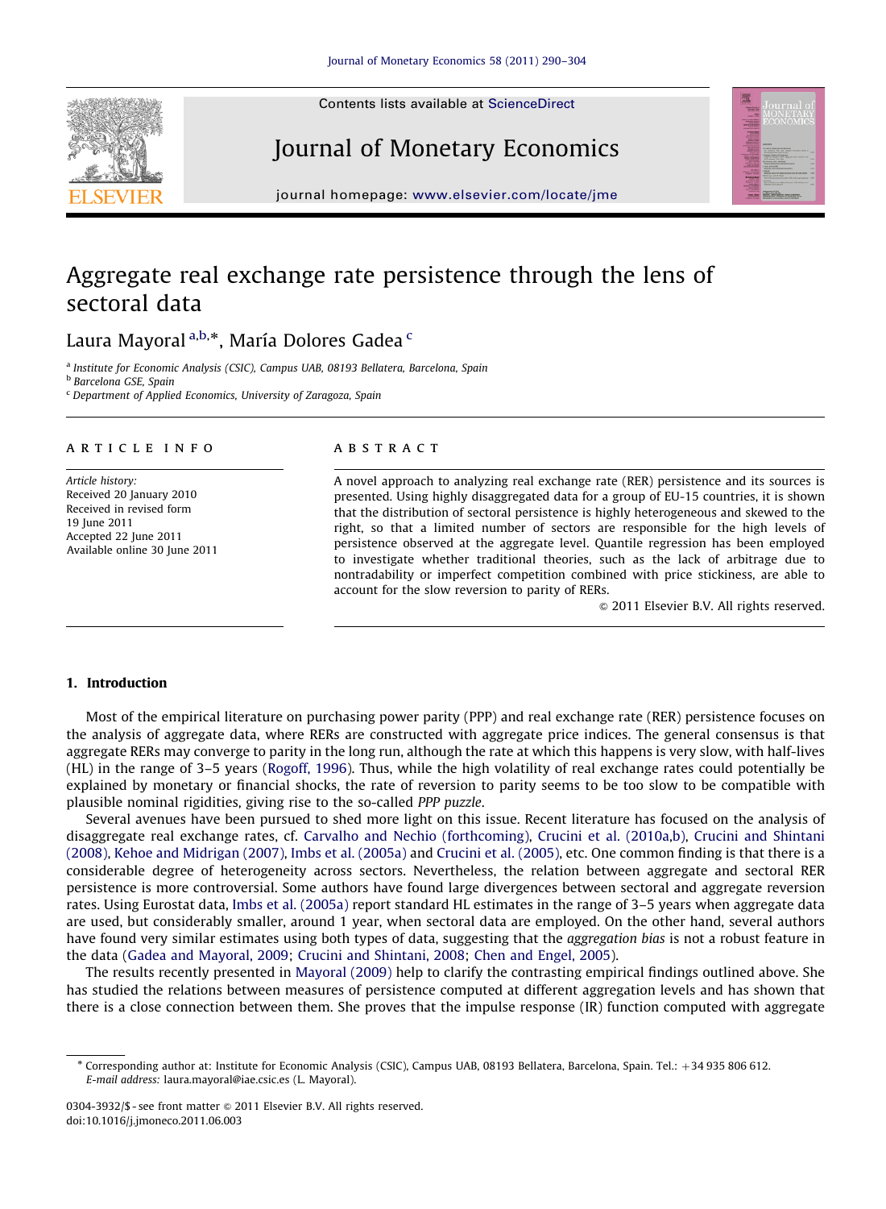Contents lists available at ScienceDirect

# Journal of Monetary Economics

journal homepage: www.elsevier.com/locate/jme

# Aggregate real exchange rate persistence through the lens of sectoral data

Laura Mayoral [a,b,*], María Dolores Gadea [c]

[a] Institute for Economic Analysis (CSIC), Campus UAB, 08193 Bellatera, Barcelona, Spain
[b] Barcelona GSE, Spain
[c] Department of Applied Economics, University of Zaragoza, Spain

**ARTICLE INFO**

*Article history:*
Received 20 January 2010
Received in revised form
19 June 2011
Accepted 22 June 2011
Available online 30 June 2011

**ABSTRACT**

A novel approach to analyzing real exchange rate (RER) persistence and its sources is presented. Using highly disaggregated data for a group of EU-15 countries, it is shown that the distribution of sectoral persistence is highly heterogeneous and skewed to the right, so that a limited number of sectors are responsible for the high levels of persistence observed at the aggregate level. Quantile regression has been employed to investigate whether traditional theories, such as the lack of arbitrage due to nontradability or imperfect competition combined with price stickiness, are able to account for the slow reversion to parity of RERs.

© 2011 Elsevier B.V. All rights reserved.

## 1. Introduction

Most of the empirical literature on purchasing power parity (PPP) and real exchange rate (RER) persistence focuses on the analysis of aggregate data, where RERs are constructed with aggregate price indices. The general consensus is that aggregate RERs may converge to parity in the long run, although the rate at which this happens is very slow, with half-lives (HL) in the range of 3–5 years (Rogoff, 1996). Thus, while the high volatility of real exchange rates could potentially be explained by monetary or financial shocks, the rate of reversion to parity seems to be too slow to be compatible with plausible nominal rigidities, giving rise to the so-called *PPP puzzle*.

Several avenues have been pursued to shed more light on this issue. Recent literature has focused on the analysis of disaggregate real exchange rates, cf. Carvalho and Nechio (forthcoming), Crucini et al. (2010a,b), Crucini and Shintani (2008), Kehoe and Midrigan (2007), Imbs et al. (2005a) and Crucini et al. (2005), etc. One common finding is that there is a considerable degree of heterogeneity across sectors. Nevertheless, the relation between aggregate and sectoral RER persistence is more controversial. Some authors have found large divergences between sectoral and aggregate reversion rates. Using Eurostat data, Imbs et al. (2005a) report standard HL estimates in the range of 3–5 years when aggregate data are used, but considerably smaller, around 1 year, when sectoral data are employed. On the other hand, several authors have found very similar estimates using both types of data, suggesting that the *aggregation bias* is not a robust feature in the data (Gadea and Mayoral, 2009; Crucini and Shintani, 2008; Chen and Engel, 2005).

The results recently presented in Mayoral (2009) help to clarify the contrasting empirical findings outlined above. She has studied the relations between measures of persistence computed at different aggregation levels and has shown that there is a close connection between them. She proves that the impulse response (IR) function computed with aggregate

* Corresponding author at: Institute for Economic Analysis (CSIC), Campus UAB, 08193 Bellatera, Barcelona, Spain. Tel.: +34 935 806 612.
*E-mail address:* laura.mayoral@iae.csic.es (L. Mayoral).

0304-3932/$ - see front matter © 2011 Elsevier B.V. All rights reserved.
doi:10.1016/j.jmoneco.2011.06.003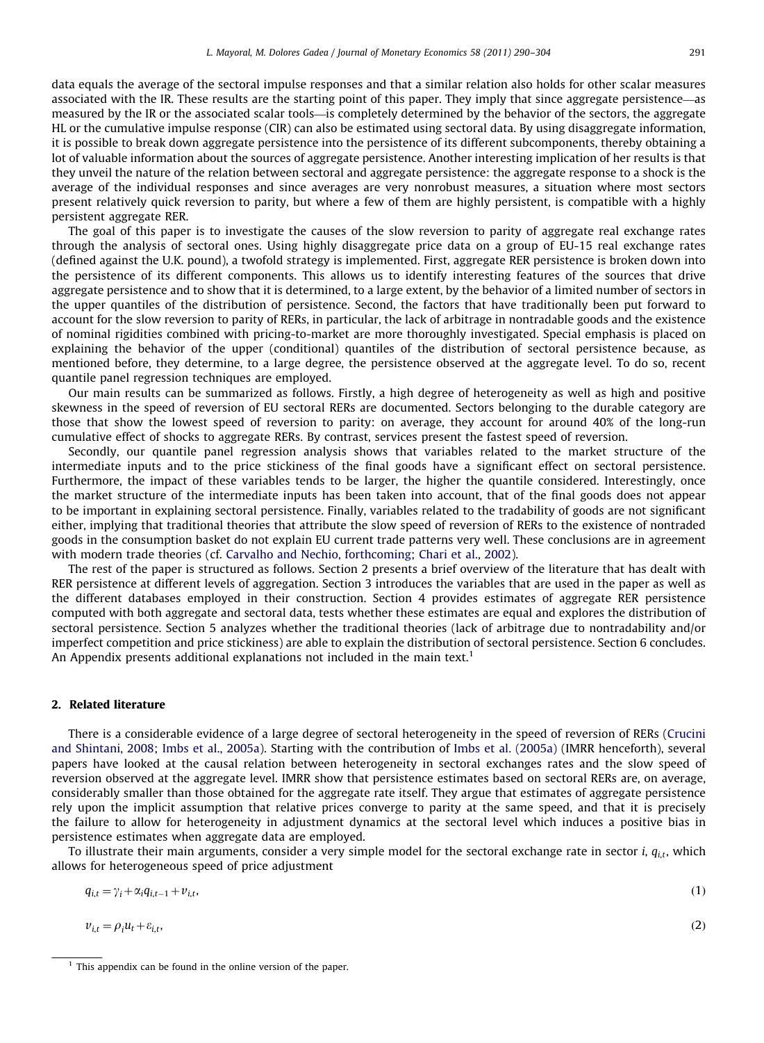data equals the average of the sectoral impulse responses and that a similar relation also holds for other scalar measures associated with the IR. These results are the starting point of this paper. They imply that since aggregate persistence—as measured by the IR or the associated scalar tools—is completely determined by the behavior of the sectors, the aggregate HL or the cumulative impulse response (CIR) can also be estimated using sectoral data. By using disaggregate information, it is possible to break down aggregate persistence into the persistence of its different subcomponents, thereby obtaining a lot of valuable information about the sources of aggregate persistence. Another interesting implication of her results is that they unveil the nature of the relation between sectoral and aggregate persistence: the aggregate response to a shock is the average of the individual responses and since averages are very nonrobust measures, a situation where most sectors present relatively quick reversion to parity, but where a few of them are highly persistent, is compatible with a highly persistent aggregate RER.

The goal of this paper is to investigate the causes of the slow reversion to parity of aggregate real exchange rates through the analysis of sectoral ones. Using highly disaggregate price data on a group of EU-15 real exchange rates (defined against the U.K. pound), a twofold strategy is implemented. First, aggregate RER persistence is broken down into the persistence of its different components. This allows us to identify interesting features of the sources that drive aggregate persistence and to show that it is determined, to a large extent, by the behavior of a limited number of sectors in the upper quantiles of the distribution of persistence. Second, the factors that have traditionally been put forward to account for the slow reversion to parity of RERs, in particular, the lack of arbitrage in nontradable goods and the existence of nominal rigidities combined with pricing-to-market are more thoroughly investigated. Special emphasis is placed on explaining the behavior of the upper (conditional) quantiles of the distribution of sectoral persistence because, as mentioned before, they determine, to a large degree, the persistence observed at the aggregate level. To do so, recent quantile panel regression techniques are employed.

Our main results can be summarized as follows. Firstly, a high degree of heterogeneity as well as high and positive skewness in the speed of reversion of EU sectoral RERs are documented. Sectors belonging to the durable category are those that show the lowest speed of reversion to parity: on average, they account for around 40% of the long-run cumulative effect of shocks to aggregate RERs. By contrast, services present the fastest speed of reversion.

Secondly, our quantile panel regression analysis shows that variables related to the market structure of the intermediate inputs and to the price stickiness of the final goods have a significant effect on sectoral persistence. Furthermore, the impact of these variables tends to be larger, the higher the quantile considered. Interestingly, once the market structure of the intermediate inputs has been taken into account, that of the final goods does not appear to be important in explaining sectoral persistence. Finally, variables related to the tradability of goods are not significant either, implying that traditional theories that attribute the slow speed of reversion of RERs to the existence of nontraded goods in the consumption basket do not explain EU current trade patterns very well. These conclusions are in agreement with modern trade theories (cf. Carvalho and Nechio, forthcoming; Chari et al., 2002).

The rest of the paper is structured as follows. Section 2 presents a brief overview of the literature that has dealt with RER persistence at different levels of aggregation. Section 3 introduces the variables that are used in the paper as well as the different databases employed in their construction. Section 4 provides estimates of aggregate RER persistence computed with both aggregate and sectoral data, tests whether these estimates are equal and explores the distribution of sectoral persistence. Section 5 analyzes whether the traditional theories (lack of arbitrage due to nontradability and/or imperfect competition and price stickiness) are able to explain the distribution of sectoral persistence. Section 6 concludes. An Appendix presents additional explanations not included in the main text.[1]

## 2. Related literature

There is a considerable evidence of a large degree of sectoral heterogeneity in the speed of reversion of RERs (Crucini and Shintani, 2008; Imbs et al., 2005a). Starting with the contribution of Imbs et al. (2005a) (IMRR henceforth), several papers have looked at the causal relation between heterogeneity in sectoral exchanges rates and the slow speed of reversion observed at the aggregate level. IMRR show that persistence estimates based on sectoral RERs are, on average, considerably smaller than those obtained for the aggregate rate itself. They argue that estimates of aggregate persistence rely upon the implicit assumption that relative prices converge to parity at the same speed, and that it is precisely the failure to allow for heterogeneity in adjustment dynamics at the sectoral level which induces a positive bias in persistence estimates when aggregate data are employed.

To illustrate their main arguments, consider a very simple model for the sectoral exchange rate in sector $i$, $q_{i,t}$, which allows for heterogeneous speed of price adjustment

$$q_{i,t} = \gamma_i + \alpha_i q_{i,t-1} + v_{i,t}, \tag{1}$$

$$v_{i,t} = \rho_i u_t + \varepsilon_{i,t}, \tag{2}$$

[1] This appendix can be found in the online version of the paper.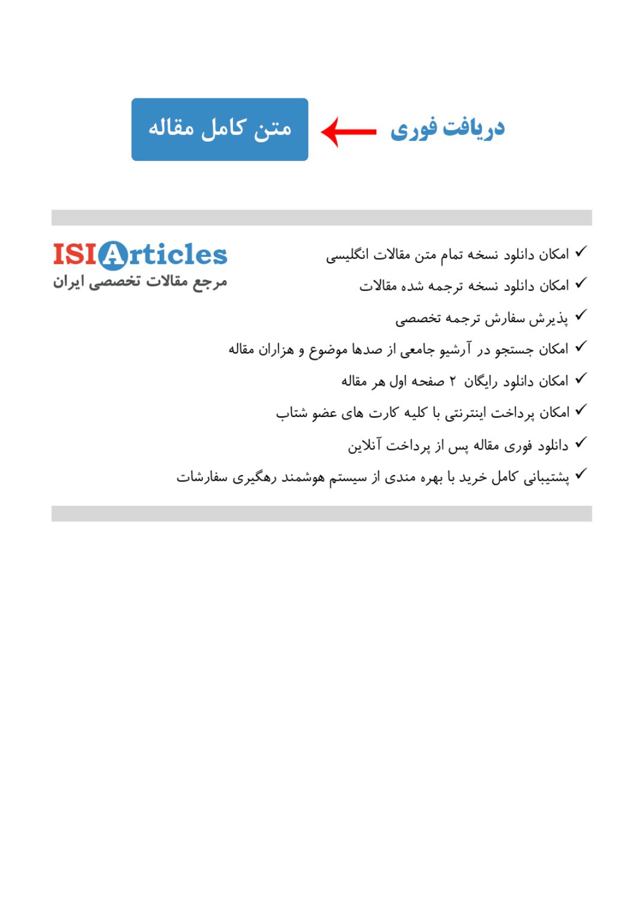دریافت فوری ← متن کامل مقاله

ISIArticles

مرجع مقالات تخصصی ایران

- ✓ امکان دانلود نسخه تمام متن مقالات انگلیسی
- ✓ امکان دانلود نسخه ترجمه شده مقالات
- ✓ پذیرش سفارش ترجمه تخصصی
- ✓ امکان جستجو در آرشیو جامعی از صدها موضوع و هزاران مقاله
- ✓ امکان دانلود رایگان ۲ صفحه اول هر مقاله
- ✓ امکان پرداخت اینترنتی با کلیه کارت های عضو شتاب
- ✓ دانلود فوری مقاله پس از پرداخت آنلاین
- ✓ پشتیبانی کامل خرید با بهره مندی از سیستم هوشمند رهگیری سفارشات